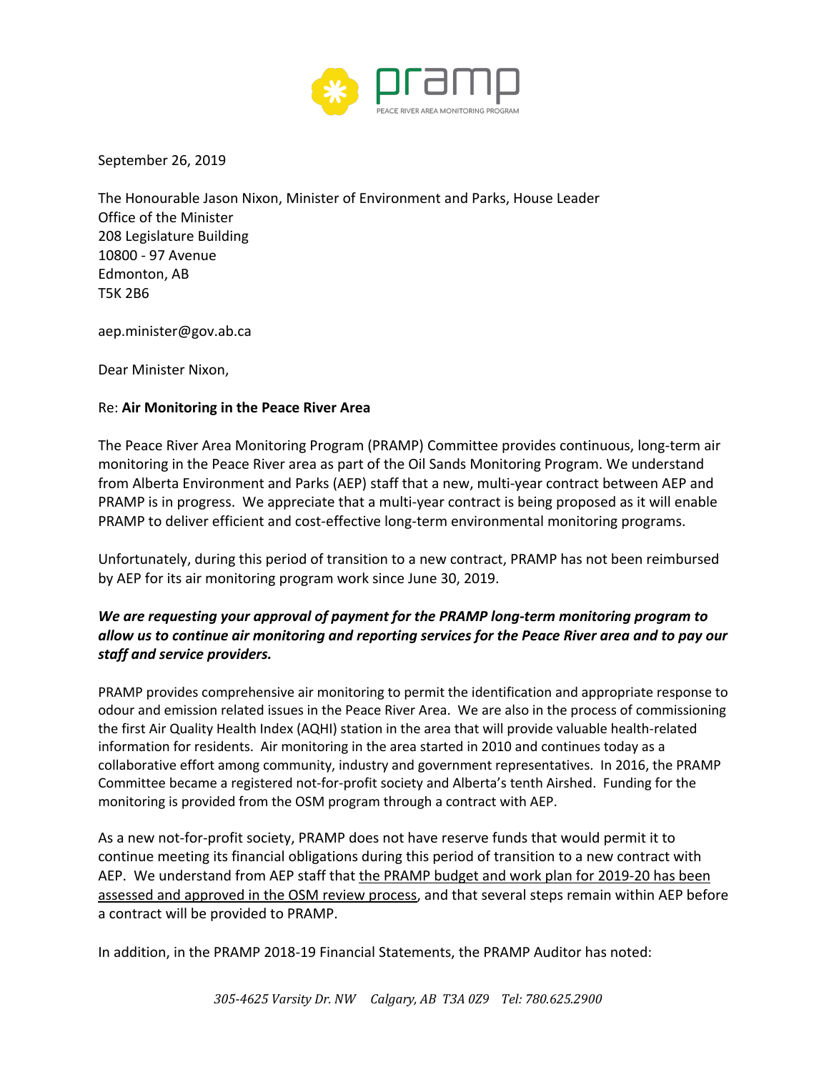pramp

PEACE RIVER AREA MONITORING PROGRAM

September 26, 2019

The Honourable Jason Nixon, Minister of Environment and Parks, House Leader
Office of the Minister
208 Legislature Building
10800 - 97 Avenue
Edmonton, AB
T5K 2B6

aep.minister@gov.ab.ca

Dear Minister Nixon,

Re: **Air Monitoring in the Peace River Area**

The Peace River Area Monitoring Program (PRAMP) Committee provides continuous, long-term air monitoring in the Peace River area as part of the Oil Sands Monitoring Program. We understand from Alberta Environment and Parks (AEP) staff that a new, multi-year contract between AEP and PRAMP is in progress. We appreciate that a multi-year contract is being proposed as it will enable PRAMP to deliver efficient and cost-effective long-term environmental monitoring programs.

Unfortunately, during this period of transition to a new contract, PRAMP has not been reimbursed by AEP for its air monitoring program work since June 30, 2019.

***We are requesting your approval of payment for the PRAMP long-term monitoring program to allow us to continue air monitoring and reporting services for the Peace River area and to pay our staff and service providers.***

PRAMP provides comprehensive air monitoring to permit the identification and appropriate response to odour and emission related issues in the Peace River Area. We are also in the process of commissioning the first Air Quality Health Index (AQHI) station in the area that will provide valuable health-related information for residents. Air monitoring in the area started in 2010 and continues today as a collaborative effort among community, industry and government representatives. In 2016, the PRAMP Committee became a registered not-for-profit society and Alberta's tenth Airshed. Funding for the monitoring is provided from the OSM program through a contract with AEP.

As a new not-for-profit society, PRAMP does not have reserve funds that would permit it to continue meeting its financial obligations during this period of transition to a new contract with AEP. We understand from AEP staff that the PRAMP budget and work plan for 2019-20 has been assessed and approved in the OSM review process, and that several steps remain within AEP before a contract will be provided to PRAMP.

In addition, in the PRAMP 2018-19 Financial Statements, the PRAMP Auditor has noted:

*305-4625 Varsity Dr. NW Calgary, AB T3A 0Z9 Tel: 780.625.2900*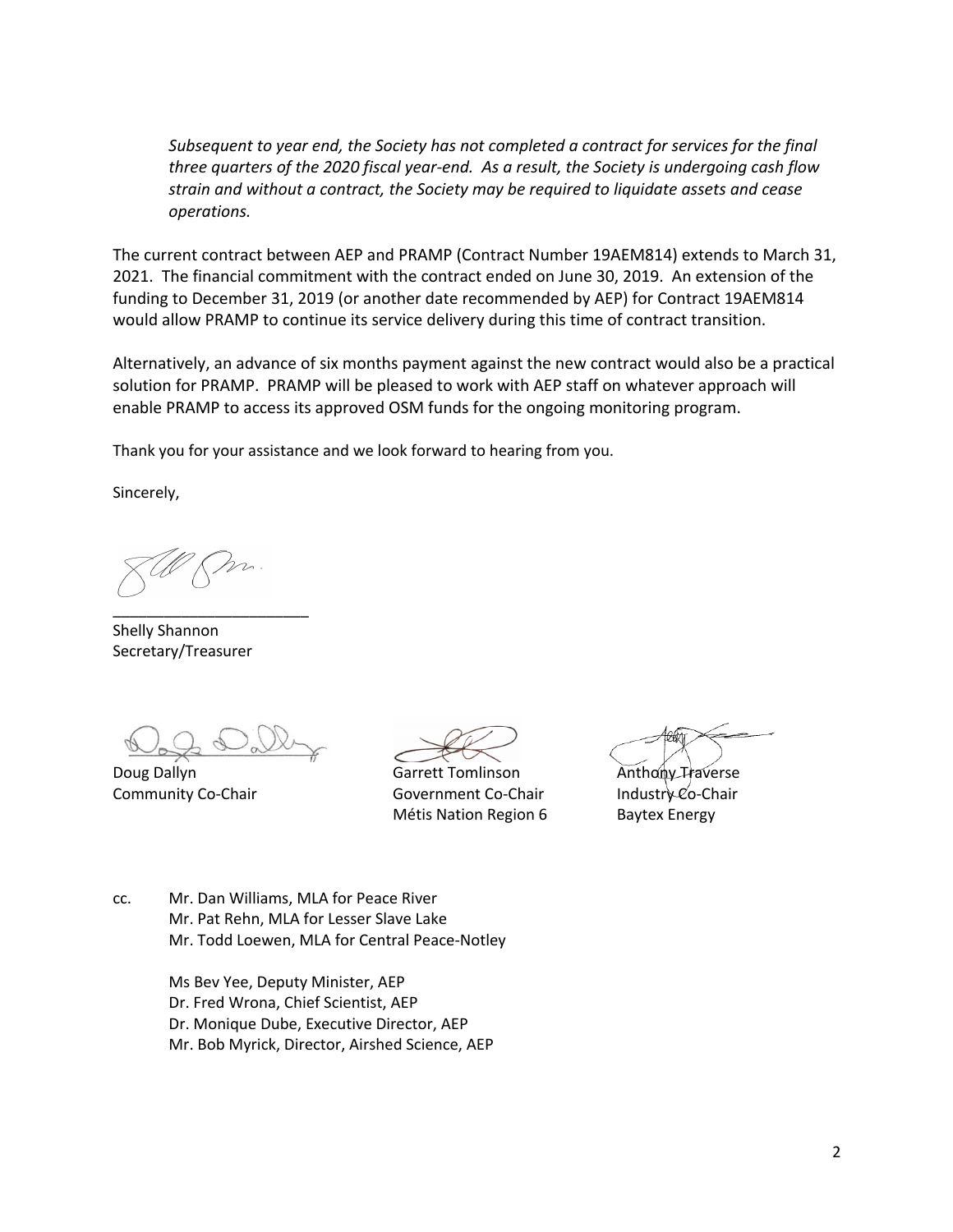*Subsequent to year end, the Society has not completed a contract for services for the final three quarters of the 2020 fiscal year-end. As a result, the Society is undergoing cash flow strain and without a contract, the Society may be required to liquidate assets and cease operations.*

The current contract between AEP and PRAMP (Contract Number 19AEM814) extends to March 31, 2021. The financial commitment with the contract ended on June 30, 2019. An extension of the funding to December 31, 2019 (or another date recommended by AEP) for Contract 19AEM814 would allow PRAMP to continue its service delivery during this time of contract transition.

Alternatively, an advance of six months payment against the new contract would also be a practical solution for PRAMP. PRAMP will be pleased to work with AEP staff on whatever approach will enable PRAMP to access its approved OSM funds for the ongoing monitoring program.

Thank you for your assistance and we look forward to hearing from you.

Sincerely,

Shelly Shannon
Secretary/Treasurer

Doug Dallyn
Community Co-Chair

Garrett Tomlinson
Government Co-Chair
Métis Nation Region 6

Anthony Traverse
Industry Co-Chair
Baytex Energy

cc. Mr. Dan Williams, MLA for Peace River
Mr. Pat Rehn, MLA for Lesser Slave Lake
Mr. Todd Loewen, MLA for Central Peace-Notley

Ms Bev Yee, Deputy Minister, AEP
Dr. Fred Wrona, Chief Scientist, AEP
Dr. Monique Dube, Executive Director, AEP
Mr. Bob Myrick, Director, Airshed Science, AEP